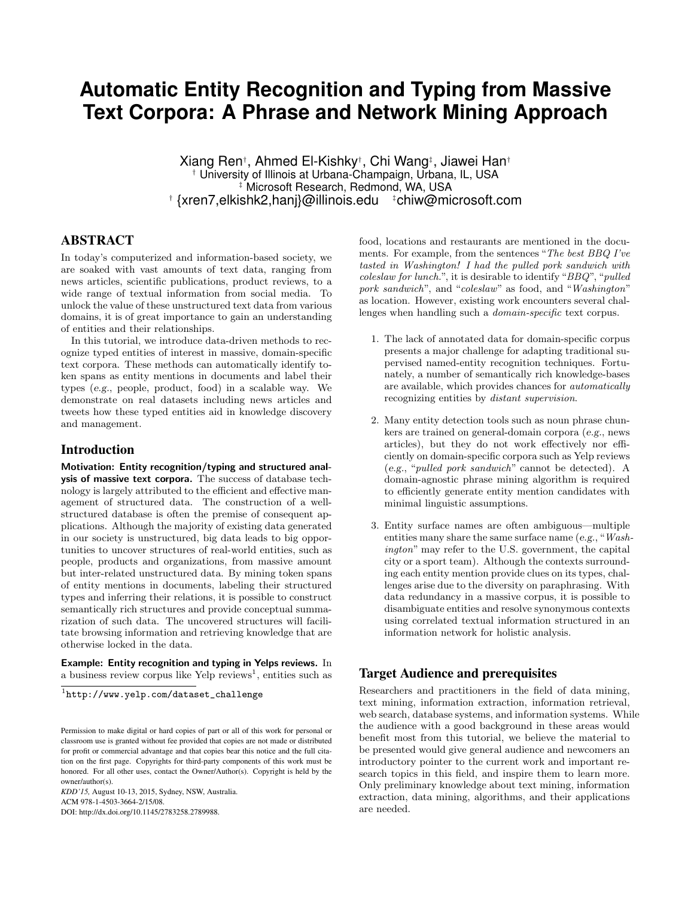# Automatic Entity Recognition and Typing from Massive Text Corpora: A Phrase and Network Mining Approach

Xiang Ren[†], Ahmed El-Kishky[†], Chi Wang[‡], Jiawei Han[†]

[†] University of Illinois at Urbana-Champaign, Urbana, IL, USA

[‡] Microsoft Research, Redmond, WA, USA

[†] {xren7,elkishk2,hanj}@illinois.edu [‡]chiw@microsoft.com

## ABSTRACT

In today's computerized and information-based society, we are soaked with vast amounts of text data, ranging from news articles, scientific publications, product reviews, to a wide range of textual information from social media. To unlock the value of these unstructured text data from various domains, it is of great importance to gain an understanding of entities and their relationships.

In this tutorial, we introduce data-driven methods to recognize typed entities of interest in massive, domain-specific text corpora. These methods can automatically identify token spans as entity mentions in documents and label their types (*e.g.*, people, product, food) in a scalable way. We demonstrate on real datasets including news articles and tweets how these typed entities aid in knowledge discovery and management.

## Introduction

**Motivation: Entity recognition/typing and structured analysis of massive text corpora.** The success of database technology is largely attributed to the efficient and effective management of structured data. The construction of a well-structured database is often the premise of consequent applications. Although the majority of existing data generated in our society is unstructured, big data leads to big opportunities to uncover structures of real-world entities, such as people, products and organizations, from massive amount but inter-related unstructured data. By mining token spans of entity mentions in documents, labeling their structured types and inferring their relations, it is possible to construct semantically rich structures and provide conceptual summarization of such data. The uncovered structures will facilitate browsing information and retrieving knowledge that are otherwise locked in the data.

**Example: Entity recognition and typing in Yelps reviews.** In a business review corpus like Yelp reviews[1], entities such as food, locations and restaurants are mentioned in the documents. For example, from the sentences "*The best BBQ I've tasted in Washington! I had the pulled pork sandwich with coleslaw for lunch.*", it is desirable to identify "*BBQ*", "*pulled pork sandwich*", and "*coleslaw*" as food, and "*Washington*" as location. However, existing work encounters several challenges when handling such a *domain-specific* text corpus.

1. The lack of annotated data for domain-specific corpus presents a major challenge for adapting traditional supervised named-entity recognition techniques. Fortunately, a number of semantically rich knowledge-bases are available, which provides chances for *automatically* recognizing entities by *distant supervision*.
2. Many entity detection tools such as noun phrase chunkers are trained on general-domain corpora (*e.g.*, news articles), but they do not work effectively nor efficiently on domain-specific corpora such as Yelp reviews (*e.g.*, "*pulled pork sandwich*" cannot be detected). A domain-agnostic phrase mining algorithm is required to efficiently generate entity mention candidates with minimal linguistic assumptions.
3. Entity surface names are often ambiguous—multiple entities many share the same surface name (*e.g.*, "*Washington*" may refer to the U.S. government, the capital city or a sport team). Although the contexts surrounding each entity mention provide clues on its types, challenges arise due to the diversity on paraphrasing. With data redundancy in a massive corpus, it is possible to disambiguate entities and resolve synonymous contexts using correlated textual information structured in an information network for holistic analysis.

## Target Audience and prerequisites

Researchers and practitioners in the field of data mining, text mining, information extraction, information retrieval, web search, database systems, and information systems. While the audience with a good background in these areas would benefit most from this tutorial, we believe the material to be presented would give general audience and newcomers an introductory pointer to the current work and important research topics in this field, and inspire them to learn more. Only preliminary knowledge about text mining, information extraction, data mining, algorithms, and their applications are needed.

[1]http://www.yelp.com/dataset_challenge

Permission to make digital or hard copies of part or all of this work for personal or classroom use is granted without fee provided that copies are not made or distributed for profit or commercial advantage and that copies bear this notice and the full citation on the first page. Copyrights for third-party components of this work must be honored. For all other uses, contact the Owner/Author(s). Copyright is held by the owner/author(s).

*KDD'15,* August 10-13, 2015, Sydney, NSW, Australia.

ACM 978-1-4503-3664-2/15/08.

DOI: http://dx.doi.org/10.1145/2783258.2789988.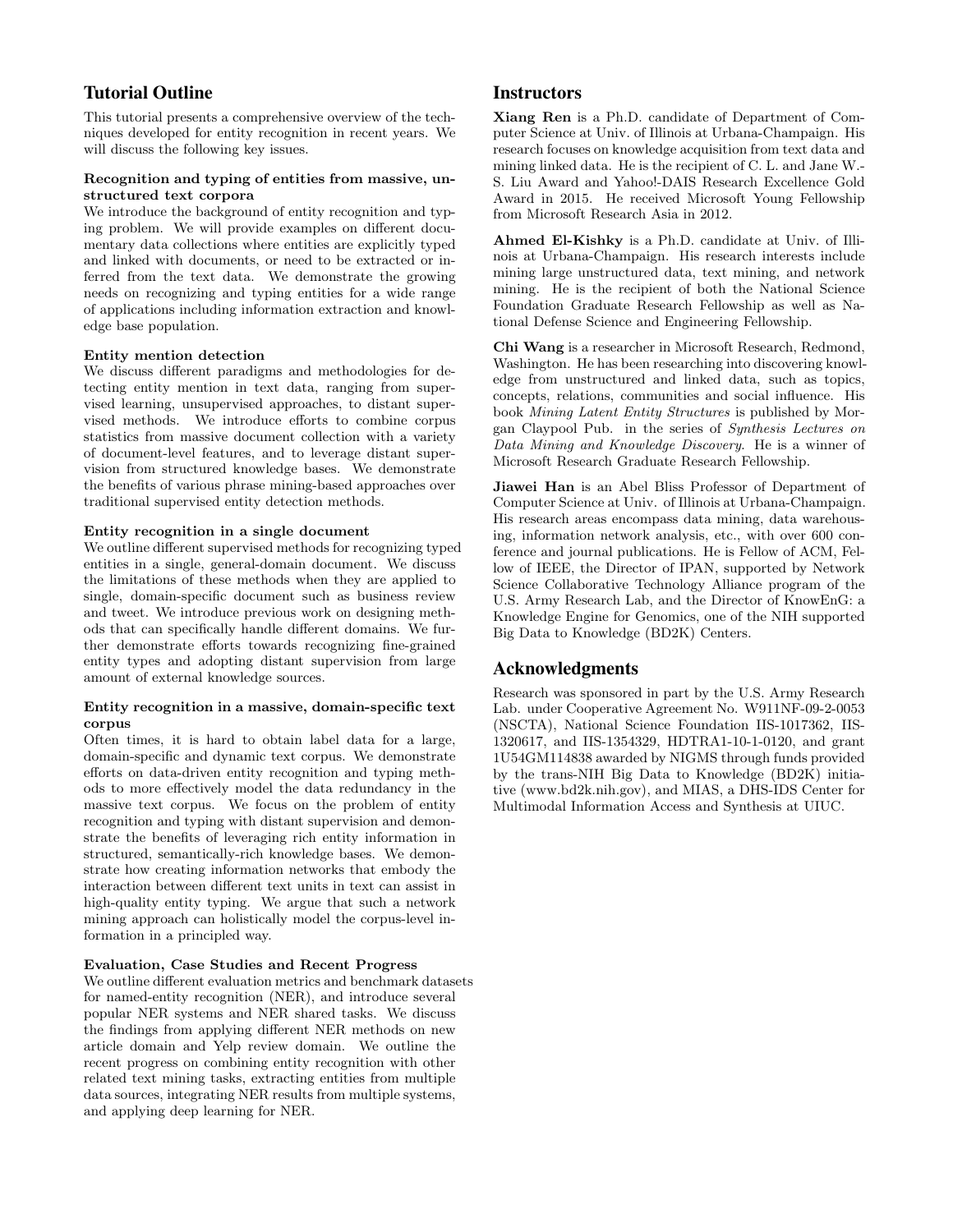## Tutorial Outline

This tutorial presents a comprehensive overview of the techniques developed for entity recognition in recent years. We will discuss the following key issues.

**Recognition and typing of entities from massive, unstructured text corpora**

We introduce the background of entity recognition and typing problem. We will provide examples on different documentary data collections where entities are explicitly typed and linked with documents, or need to be extracted or inferred from the text data. We demonstrate the growing needs on recognizing and typing entities for a wide range of applications including information extraction and knowledge base population.

**Entity mention detection**

We discuss different paradigms and methodologies for detecting entity mention in text data, ranging from supervised learning, unsupervised approaches, to distant supervised methods. We introduce efforts to combine corpus statistics from massive document collection with a variety of document-level features, and to leverage distant supervision from structured knowledge bases. We demonstrate the benefits of various phrase mining-based approaches over traditional supervised entity detection methods.

**Entity recognition in a single document**

We outline different supervised methods for recognizing typed entities in a single, general-domain document. We discuss the limitations of these methods when they are applied to single, domain-specific document such as business review and tweet. We introduce previous work on designing methods that can specifically handle different domains. We further demonstrate efforts towards recognizing fine-grained entity types and adopting distant supervision from large amount of external knowledge sources.

**Entity recognition in a massive, domain-specific text corpus**

Often times, it is hard to obtain label data for a large, domain-specific and dynamic text corpus. We demonstrate efforts on data-driven entity recognition and typing methods to more effectively model the data redundancy in the massive text corpus. We focus on the problem of entity recognition and typing with distant supervision and demonstrate the benefits of leveraging rich entity information in structured, semantically-rich knowledge bases. We demonstrate how creating information networks that embody the interaction between different text units in text can assist in high-quality entity typing. We argue that such a network mining approach can holistically model the corpus-level information in a principled way.

**Evaluation, Case Studies and Recent Progress**

We outline different evaluation metrics and benchmark datasets for named-entity recognition (NER), and introduce several popular NER systems and NER shared tasks. We discuss the findings from applying different NER methods on new article domain and Yelp review domain. We outline the recent progress on combining entity recognition with other related text mining tasks, extracting entities from multiple data sources, integrating NER results from multiple systems, and applying deep learning for NER.

## Instructors

**Xiang Ren** is a Ph.D. candidate of Department of Computer Science at Univ. of Illinois at Urbana-Champaign. His research focuses on knowledge acquisition from text data and mining linked data. He is the recipient of C. L. and Jane W.-S. Liu Award and Yahoo!-DAIS Research Excellence Gold Award in 2015. He received Microsoft Young Fellowship from Microsoft Research Asia in 2012.

**Ahmed El-Kishky** is a Ph.D. candidate at Univ. of Illinois at Urbana-Champaign. His research interests include mining large unstructured data, text mining, and network mining. He is the recipient of both the National Science Foundation Graduate Research Fellowship as well as National Defense Science and Engineering Fellowship.

**Chi Wang** is a researcher in Microsoft Research, Redmond, Washington. He has been researching into discovering knowledge from unstructured and linked data, such as topics, concepts, relations, communities and social influence. His book *Mining Latent Entity Structures* is published by Morgan Claypool Pub. in the series of *Synthesis Lectures on Data Mining and Knowledge Discovery*. He is a winner of Microsoft Research Graduate Research Fellowship.

**Jiawei Han** is an Abel Bliss Professor of Department of Computer Science at Univ. of Illinois at Urbana-Champaign. His research areas encompass data mining, data warehousing, information network analysis, etc., with over 600 conference and journal publications. He is Fellow of ACM, Fellow of IEEE, the Director of IPAN, supported by Network Science Collaborative Technology Alliance program of the U.S. Army Research Lab, and the Director of KnowEnG: a Knowledge Engine for Genomics, one of the NIH supported Big Data to Knowledge (BD2K) Centers.

## Acknowledgments

Research was sponsored in part by the U.S. Army Research Lab. under Cooperative Agreement No. W911NF-09-2-0053 (NSCTA), National Science Foundation IIS-1017362, IIS-1320617, and IIS-1354329, HDTRA1-10-1-0120, and grant 1U54GM114838 awarded by NIGMS through funds provided by the trans-NIH Big Data to Knowledge (BD2K) initiative (www.bd2k.nih.gov), and MIAS, a DHS-IDS Center for Multimodal Information Access and Synthesis at UIUC.